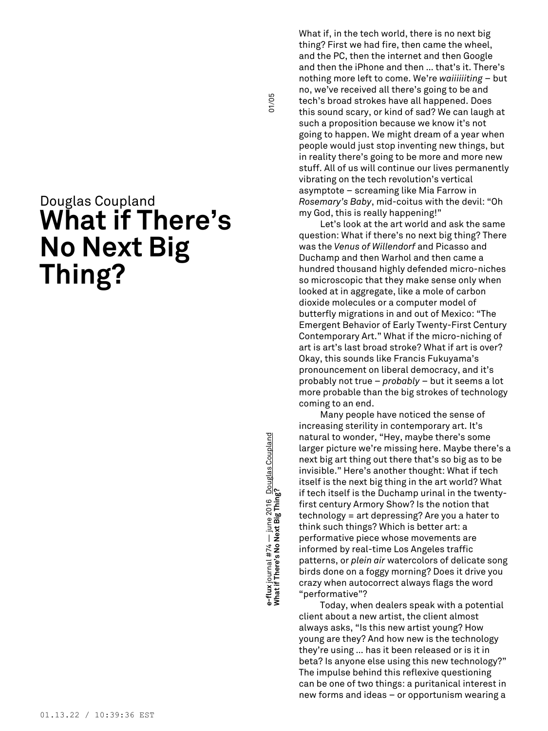Douglas Coupland

# What if There's No Next Big Thing?

What if, in the tech world, there is no next big thing? First we had fire, then came the wheel, and the PC, then the internet and then Google and then the iPhone and then … that's it. There's nothing more left to come. We're *waiiiiiiting* – but no, we've received all there's going to be and tech's broad strokes have all happened. Does this sound scary, or kind of sad? We can laugh at such a proposition because we know it's not going to happen. We might dream of a year when people would just stop inventing new things, but in reality there's going to be more and more new stuff. All of us will continue our lives permanently vibrating on the tech revolution's vertical asymptote – screaming like Mia Farrow in *Rosemary's Baby*, mid-coitus with the devil: "Oh my God, this is really happening!"

Let's look at the art world and ask the same question: What if there's no next big thing? There was the *Venus of Willendorf* and Picasso and Duchamp and then Warhol and then came a hundred thousand highly defended micro-niches so microscopic that they make sense only when looked at in aggregate, like a mole of carbon dioxide molecules or a computer model of butterfly migrations in and out of Mexico: "The Emergent Behavior of Early Twenty-First Century Contemporary Art." What if the micro-niching of art is art's last broad stroke? What if art is over? Okay, this sounds like Francis Fukuyama's pronouncement on liberal democracy, and it's probably not true – *probably* – but it seems a lot more probable than the big strokes of technology coming to an end.

Many people have noticed the sense of increasing sterility in contemporary art. It's natural to wonder, "Hey, maybe there's some larger picture we're missing here. Maybe there's a next big art thing out there that's so big as to be invisible." Here's another thought: What if tech itself is the next big thing in the art world? What if tech itself is the Duchamp urinal in the twenty-first century Armory Show? Is the notion that technology = art depressing? Are you a hater to think such things? Which is better art: a performative piece whose movements are informed by real-time Los Angeles traffic patterns, or *plein air* watercolors of delicate song birds done on a foggy morning? Does it drive you crazy when autocorrect always flags the word "performative"?

Today, when dealers speak with a potential client about a new artist, the client almost always asks, "Is this new artist young? How young are they? And how new is the technology they're using … has it been released or is it in beta? Is anyone else using this new technology?" The impulse behind this reflexive questioning can be one of two things: a puritanical interest in new forms and ideas – or opportunism wearing a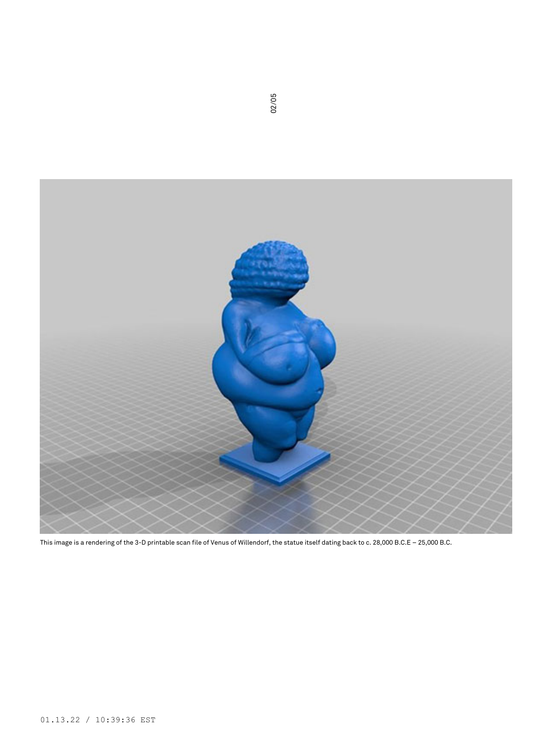This image is a rendering of the 3-D printable scan file of Venus of Willendorf, the statue itself dating back to c. 28,000 B.C.E – 25,000 B.C.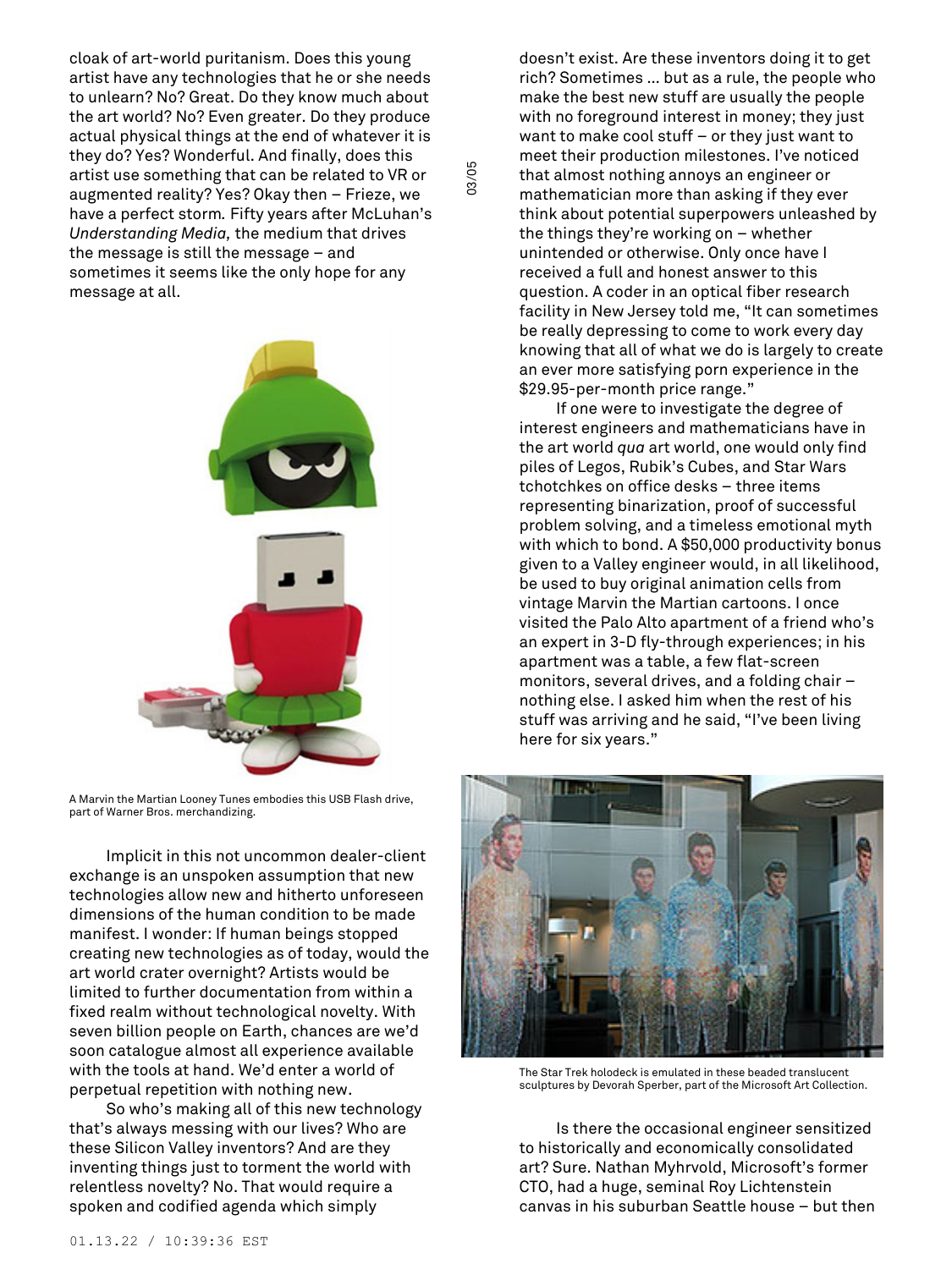cloak of art-world puritanism. Does this young artist have any technologies that he or she needs to unlearn? No? Great. Do they know much about the art world? No? Even greater. Do they produce actual physical things at the end of whatever it is they do? Yes? Wonderful. And finally, does this artist use something that can be related to VR or augmented reality? Yes? Okay then – Frieze, we have a perfect storm. Fifty years after McLuhan's *Understanding Media,* the medium that drives the message is still the message – and sometimes it seems like the only hope for any message at all.

A Marvin the Martian Looney Tunes embodies this USB Flash drive, part of Warner Bros. merchandizing.

Implicit in this not uncommon dealer-client exchange is an unspoken assumption that new technologies allow new and hitherto unforeseen dimensions of the human condition to be made manifest. I wonder: If human beings stopped creating new technologies as of today, would the art world crater overnight? Artists would be limited to further documentation from within a fixed realm without technological novelty. With seven billion people on Earth, chances are we'd soon catalogue almost all experience available with the tools at hand. We'd enter a world of perpetual repetition with nothing new.

So who's making all of this new technology that's always messing with our lives? Who are these Silicon Valley inventors? And are they inventing things just to torment the world with relentless novelty? No. That would require a spoken and codified agenda which simply doesn't exist. Are these inventors doing it to get rich? Sometimes ... but as a rule, the people who make the best new stuff are usually the people with no foreground interest in money; they just want to make cool stuff – or they just want to meet their production milestones. I've noticed that almost nothing annoys an engineer or mathematician more than asking if they ever think about potential superpowers unleashed by the things they're working on – whether unintended or otherwise. Only once have I received a full and honest answer to this question. A coder in an optical fiber research facility in New Jersey told me, "It can sometimes be really depressing to come to work every day knowing that all of what we do is largely to create an ever more satisfying porn experience in the $29.95-per-month price range."

If one were to investigate the degree of interest engineers and mathematicians have in the art world *qua* art world, one would only find piles of Legos, Rubik's Cubes, and Star Wars tchotchkes on office desks – three items representing binarization, proof of successful problem solving, and a timeless emotional myth with which to bond. A $50,000 productivity bonus given to a Valley engineer would, in all likelihood, be used to buy original animation cells from vintage Marvin the Martian cartoons. I once visited the Palo Alto apartment of a friend who's an expert in 3-D fly-through experiences; in his apartment was a table, a few flat-screen monitors, several drives, and a folding chair – nothing else. I asked him when the rest of his stuff was arriving and he said, "I've been living here for six years."

The Star Trek holodeck is emulated in these beaded translucent sculptures by Devorah Sperber, part of the Microsoft Art Collection.

Is there the occasional engineer sensitized to historically and economically consolidated art? Sure. Nathan Myhrvold, Microsoft's former CTO, had a huge, seminal Roy Lichtenstein canvas in his suburban Seattle house – but then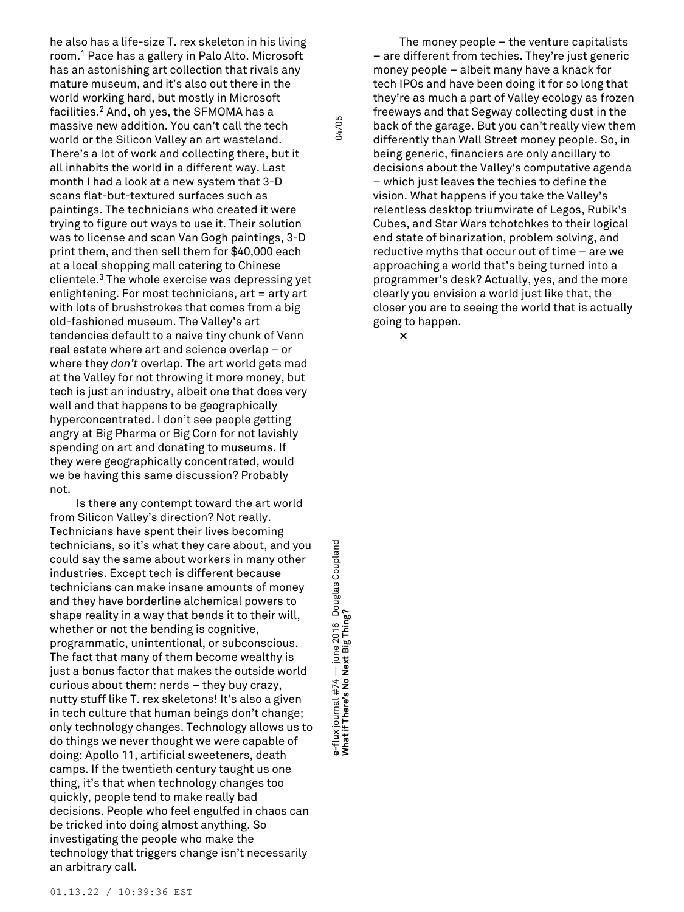he also has a life-size T. rex skeleton in his living room.[1] Pace has a gallery in Palo Alto. Microsoft has an astonishing art collection that rivals any mature museum, and it's also out there in the world working hard, but mostly in Microsoft facilities.[2] And, oh yes, the SFMOMA has a massive new addition. You can't call the tech world or the Silicon Valley an art wasteland. There's a lot of work and collecting there, but it all inhabits the world in a different way. Last month I had a look at a new system that 3-D scans flat-but-textured surfaces such as paintings. The technicians who created it were trying to figure out ways to use it. Their solution was to license and scan Van Gogh paintings, 3-D print them, and then sell them for $40,000 each at a local shopping mall catering to Chinese clientele.[3] The whole exercise was depressing yet enlightening. For most technicians, art = arty art with lots of brushstrokes that comes from a big old-fashioned museum. The Valley's art tendencies default to a naive tiny chunk of Venn real estate where art and science overlap – or where they *don't* overlap. The art world gets mad at the Valley for not throwing it more money, but tech is just an industry, albeit one that does very well and that happens to be geographically hyperconcentrated. I don't see people getting angry at Big Pharma or Big Corn for not lavishly spending on art and donating to museums. If they were geographically concentrated, would we be having this same discussion? Probably not.

Is there any contempt toward the art world from Silicon Valley's direction? Not really. Technicians have spent their lives becoming technicians, so it's what they care about, and you could say the same about workers in many other industries. Except tech is different because technicians can make insane amounts of money and they have borderline alchemical powers to shape reality in a way that bends it to their will, whether or not the bending is cognitive, programmatic, unintentional, or subconscious. The fact that many of them become wealthy is just a bonus factor that makes the outside world curious about them: nerds – they buy crazy, nutty stuff like T. rex skeletons! It's also a given in tech culture that human beings don't change; only technology changes. Technology allows us to do things we never thought we were capable of doing: Apollo 11, artificial sweeteners, death camps. If the twentieth century taught us one thing, it's that when technology changes too quickly, people tend to make really bad decisions. People who feel engulfed in chaos can be tricked into doing almost anything. So investigating the people who make the technology that triggers change isn't necessarily an arbitrary call.

The money people – the venture capitalists – are different from techies. They're just generic money people – albeit many have a knack for tech IPOs and have been doing it for so long that they're as much a part of Valley ecology as frozen freeways and that Segway collecting dust in the back of the garage. But you can't really view them differently than Wall Street money people. So, in being generic, financiers are only ancillary to decisions about the Valley's computative agenda – which just leaves the techies to define the vision. What happens if you take the Valley's relentless desktop triumvirate of Legos, Rubik's Cubes, and Star Wars tchotchkes to their logical end state of binarization, problem solving, and reductive myths that occur out of time – are we approaching a world that's being turned into a programmer's desk? Actually, yes, and the more clearly you envision a world just like that, the closer you are to seeing the world that is actually going to happen.

×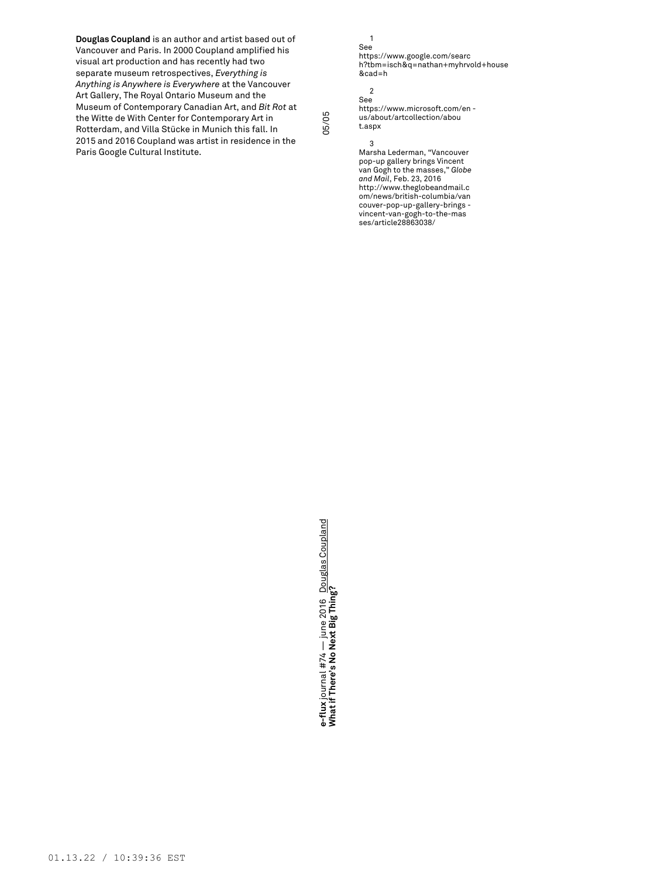**Douglas Coupland** is an author and artist based out of Vancouver and Paris. In 2000 Coupland amplified his visual art production and has recently had two separate museum retrospectives, *Everything is Anything is Anywhere is Everywhere* at the Vancouver Art Gallery, The Royal Ontario Museum and the Museum of Contemporary Canadian Art, and *Bit Rot* at the Witte de With Center for Contemporary Art in Rotterdam, and Villa Stücke in Munich this fall. In 2015 and 2016 Coupland was artist in residence in the Paris Google Cultural Institute.

1
See https://www.google.com/search?tbm=isch&q=nathan+myhrvold+house&cad=h

2
See https://www.microsoft.com/en-us/about/artcollection/about.aspx

3
Marsha Lederman, "Vancouver pop-up gallery brings Vincent van Gogh to the masses," *Globe and Mail*, Feb. 23, 2016 http://www.theglobeandmail.com/news/british-columbia/vancouver-pop-up-gallery-brings-vincent-van-gogh-to-the-masses/article28863038/